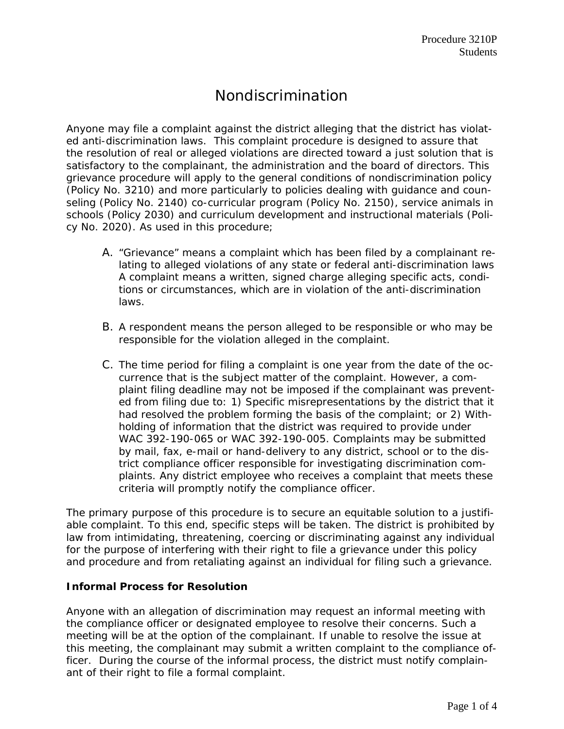# Nondiscrimination

Anyone may file a complaint against the district alleging that the district has violated anti-discrimination laws.  This complaint procedure is designed to assure that the resolution of real or alleged violations are directed toward a just solution that is satisfactory to the complainant, the administration and the board of directors. This grievance procedure will apply to the general conditions of nondiscrimination policy (Policy No. 3210) and more particularly to policies dealing with guidance and counseling (Policy No. 2140) co-curricular program (Policy No. 2150), service animals in schools (Policy 2030) and curriculum development and instructional materials (Policy No. 2020). As used in this procedure;

A. "Grievance" means a complaint which has been filed by a complainant relating to alleged violations of any state or federal anti-discrimination laws A complaint means a written, signed charge alleging specific acts, conditions or circumstances, which are in violation of the anti-discrimination laws.

B. A respondent means the person alleged to be responsible or who may be responsible for the violation alleged in the complaint.

C. The time period for filing a complaint is one year from the date of the occurrence that is the subject matter of the complaint. However, a complaint filing deadline may not be imposed if the complainant was prevented from filing due to: 1) Specific misrepresentations by the district that it had resolved the problem forming the basis of the complaint; or 2) Withholding of information that the district was required to provide under WAC 392-190-065 or WAC 392-190-005. Complaints may be submitted by mail, fax, e-mail or hand-delivery to any district, school or to the district compliance officer responsible for investigating discrimination complaints. Any district employee who receives a complaint that meets these criteria will promptly notify the compliance officer.

The primary purpose of this procedure is to secure an equitable solution to a justifiable complaint. To this end, specific steps will be taken. The district is prohibited by law from intimidating, threatening, coercing or discriminating against any individual for the purpose of interfering with their right to file a grievance under this policy and procedure and from retaliating against an individual for filing such a grievance.

**Informal Process for Resolution**

Anyone with an allegation of discrimination may request an informal meeting with the compliance officer or designated employee to resolve their concerns. Such a meeting will be at the option of the complainant. If unable to resolve the issue at this meeting, the complainant may submit a written complaint to the compliance officer.  During the course of the informal process, the district must notify complainant of their right to file a formal complaint.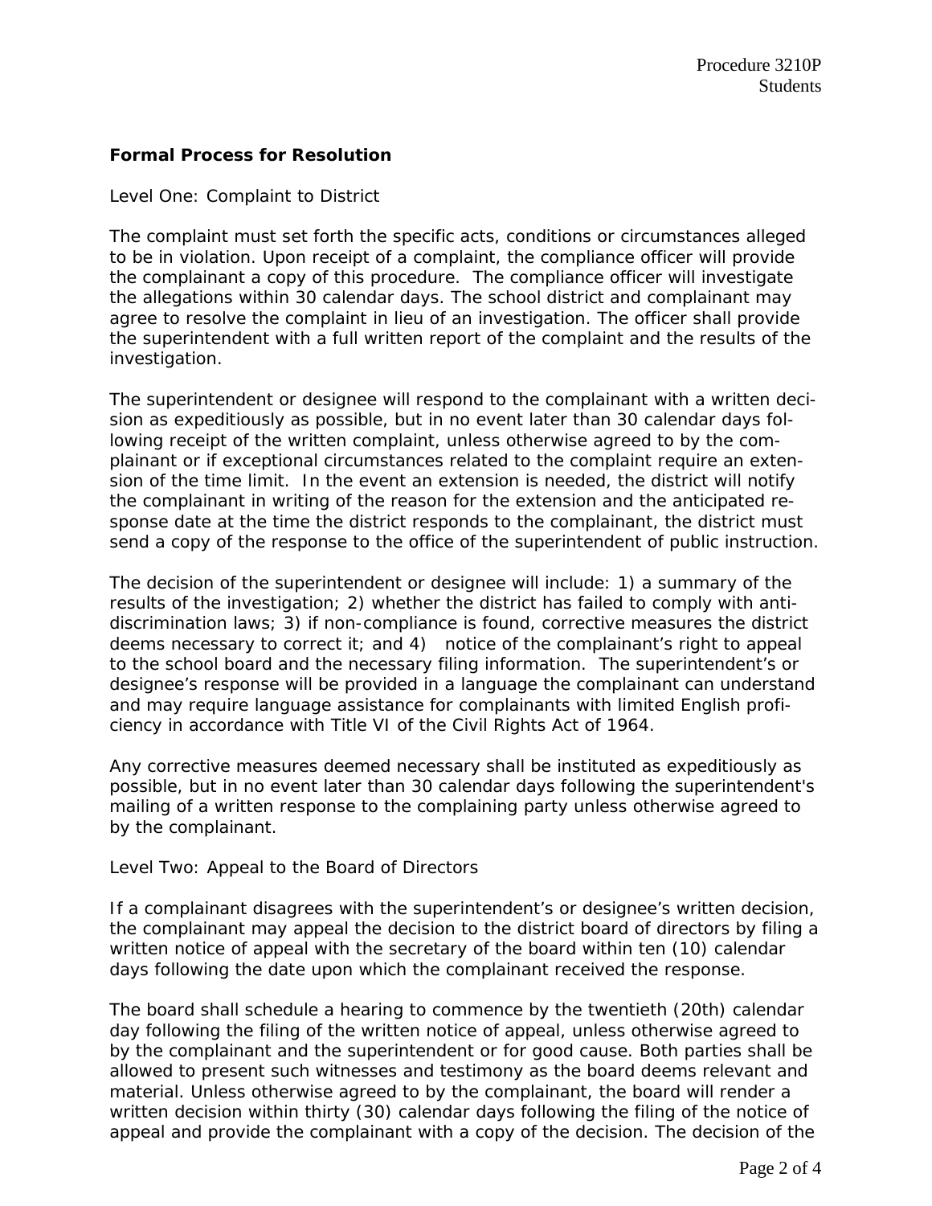**Formal Process for Resolution**

Level One: Complaint to District

The complaint must set forth the specific acts, conditions or circumstances alleged to be in violation. Upon receipt of a complaint, the compliance officer will provide the complainant a copy of this procedure. The compliance officer will investigate the allegations within 30 calendar days. The school district and complainant may agree to resolve the complaint in lieu of an investigation. The officer shall provide the superintendent with a full written report of the complaint and the results of the investigation.

The superintendent or designee will respond to the complainant with a written decision as expeditiously as possible, but in no event later than 30 calendar days following receipt of the written complaint, unless otherwise agreed to by the complainant or if exceptional circumstances related to the complaint require an extension of the time limit. In the event an extension is needed, the district will notify the complainant in writing of the reason for the extension and the anticipated response date at the time the district responds to the complainant, the district must send a copy of the response to the office of the superintendent of public instruction.

The decision of the superintendent or designee will include: 1) a summary of the results of the investigation; 2) whether the district has failed to comply with anti-discrimination laws; 3) if non-compliance is found, corrective measures the district deems necessary to correct it; and 4) notice of the complainant's right to appeal to the school board and the necessary filing information. The superintendent's or designee's response will be provided in a language the complainant can understand and may require language assistance for complainants with limited English proficiency in accordance with Title VI of the Civil Rights Act of 1964.

Any corrective measures deemed necessary shall be instituted as expeditiously as possible, but in no event later than 30 calendar days following the superintendent's mailing of a written response to the complaining party unless otherwise agreed to by the complainant.

Level Two: Appeal to the Board of Directors

If a complainant disagrees with the superintendent's or designee's written decision, the complainant may appeal the decision to the district board of directors by filing a written notice of appeal with the secretary of the board within ten (10) calendar days following the date upon which the complainant received the response.

The board shall schedule a hearing to commence by the twentieth (20th) calendar day following the filing of the written notice of appeal, unless otherwise agreed to by the complainant and the superintendent or for good cause. Both parties shall be allowed to present such witnesses and testimony as the board deems relevant and material. Unless otherwise agreed to by the complainant, the board will render a written decision within thirty (30) calendar days following the filing of the notice of appeal and provide the complainant with a copy of the decision. The decision of the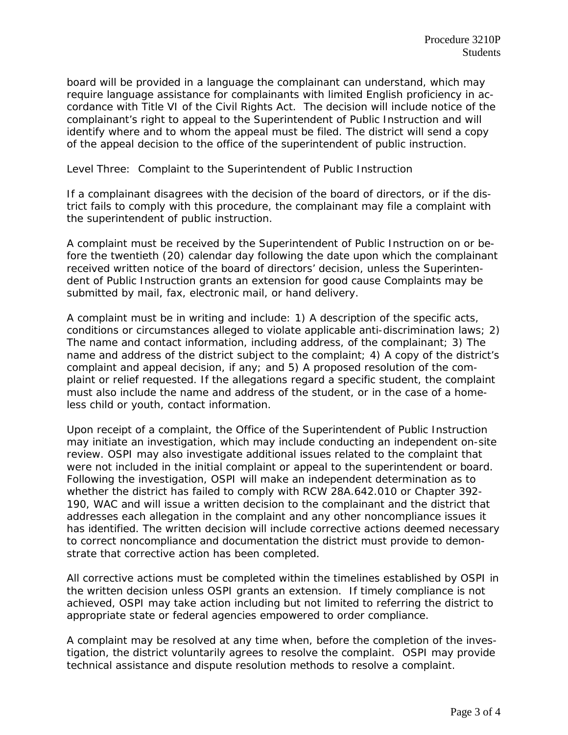board will be provided in a language the complainant can understand, which may require language assistance for complainants with limited English proficiency in accordance with Title VI of the Civil Rights Act. The decision will include notice of the complainant's right to appeal to the Superintendent of Public Instruction and will identify where and to whom the appeal must be filed. The district will send a copy of the appeal decision to the office of the superintendent of public instruction.

Level Three: Complaint to the Superintendent of Public Instruction

If a complainant disagrees with the decision of the board of directors, or if the district fails to comply with this procedure, the complainant may file a complaint with the superintendent of public instruction.

A complaint must be received by the Superintendent of Public Instruction on or before the twentieth (20) calendar day following the date upon which the complainant received written notice of the board of directors' decision, unless the Superintendent of Public Instruction grants an extension for good cause Complaints may be submitted by mail, fax, electronic mail, or hand delivery.

A complaint must be in writing and include: 1) A description of the specific acts, conditions or circumstances alleged to violate applicable anti-discrimination laws; 2) The name and contact information, including address, of the complainant; 3) The name and address of the district subject to the complaint; 4) A copy of the district's complaint and appeal decision, if any; and 5) A proposed resolution of the complaint or relief requested. If the allegations regard a specific student, the complaint must also include the name and address of the student, or in the case of a homeless child or youth, contact information.

Upon receipt of a complaint, the Office of the Superintendent of Public Instruction may initiate an investigation, which may include conducting an independent on-site review. OSPI may also investigate additional issues related to the complaint that were not included in the initial complaint or appeal to the superintendent or board. Following the investigation, OSPI will make an independent determination as to whether the district has failed to comply with RCW 28A.642.010 or Chapter 392-190, WAC and will issue a written decision to the complainant and the district that addresses each allegation in the complaint and any other noncompliance issues it has identified. The written decision will include corrective actions deemed necessary to correct noncompliance and documentation the district must provide to demonstrate that corrective action has been completed.

All corrective actions must be completed within the timelines established by OSPI in the written decision unless OSPI grants an extension. If timely compliance is not achieved, OSPI may take action including but not limited to referring the district to appropriate state or federal agencies empowered to order compliance.

A complaint may be resolved at any time when, before the completion of the investigation, the district voluntarily agrees to resolve the complaint. OSPI may provide technical assistance and dispute resolution methods to resolve a complaint.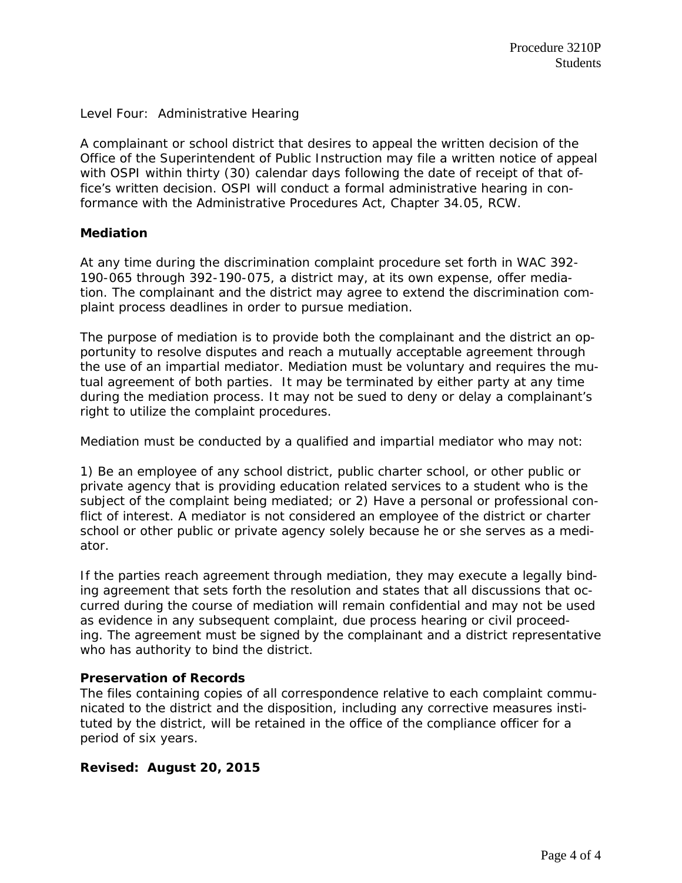Level Four: Administrative Hearing

A complainant or school district that desires to appeal the written decision of the Office of the Superintendent of Public Instruction may file a written notice of appeal with OSPI within thirty (30) calendar days following the date of receipt of that office's written decision. OSPI will conduct a formal administrative hearing in conformance with the Administrative Procedures Act, Chapter 34.05, RCW.

**Mediation**

At any time during the discrimination complaint procedure set forth in WAC 392-190-065 through 392-190-075, a district may, at its own expense, offer mediation. The complainant and the district may agree to extend the discrimination complaint process deadlines in order to pursue mediation.

The purpose of mediation is to provide both the complainant and the district an opportunity to resolve disputes and reach a mutually acceptable agreement through the use of an impartial mediator. Mediation must be voluntary and requires the mutual agreement of both parties. It may be terminated by either party at any time during the mediation process. It may not be sued to deny or delay a complainant's right to utilize the complaint procedures.

Mediation must be conducted by a qualified and impartial mediator who may not:

1) Be an employee of any school district, public charter school, or other public or private agency that is providing education related services to a student who is the subject of the complaint being mediated; or 2) Have a personal or professional conflict of interest. A mediator is not considered an employee of the district or charter school or other public or private agency solely because he or she serves as a mediator.

If the parties reach agreement through mediation, they may execute a legally binding agreement that sets forth the resolution and states that all discussions that occurred during the course of mediation will remain confidential and may not be used as evidence in any subsequent complaint, due process hearing or civil proceeding. The agreement must be signed by the complainant and a district representative who has authority to bind the district.

**Preservation of Records**

The files containing copies of all correspondence relative to each complaint communicated to the district and the disposition, including any corrective measures instituted by the district, will be retained in the office of the compliance officer for a period of six years.

***Revised: August 20, 2015***